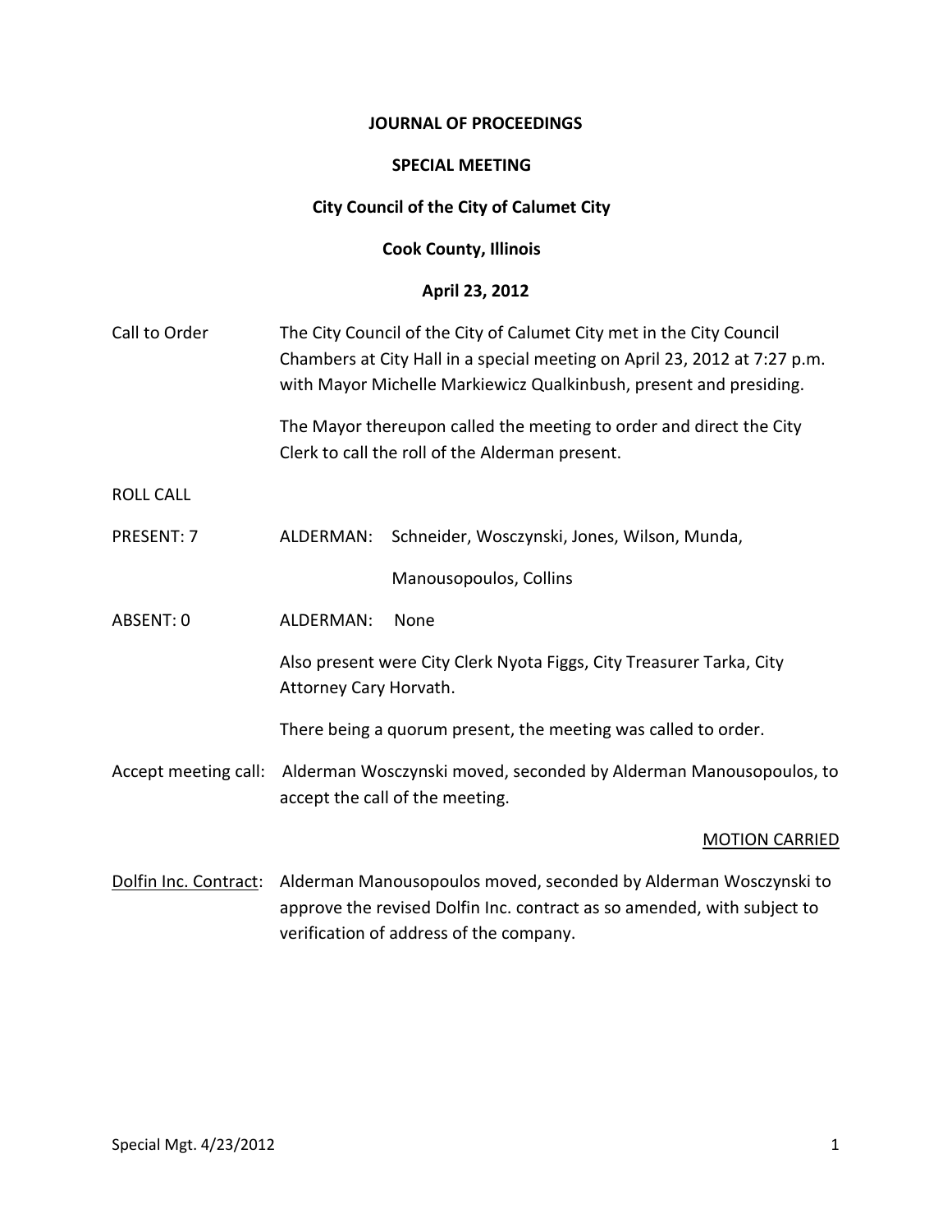**JOURNAL OF PROCEEDINGS**

**SPECIAL MEETING**

**City Council of the City of Calumet City**

**Cook County, Illinois**

**April 23, 2012**

Call to Order — The City Council of the City of Calumet City met in the City Council Chambers at City Hall in a special meeting on April 23, 2012 at 7:27 p.m. with Mayor Michelle Markiewicz Qualkinbush, present and presiding.

The Mayor thereupon called the meeting to order and direct the City Clerk to call the roll of the Alderman present.

ROLL CALL

PRESENT: 7 — ALDERMAN: Schneider, Wosczynski, Jones, Wilson, Munda, Manousopoulos, Collins

ABSENT: 0 — ALDERMAN: None

Also present were City Clerk Nyota Figgs, City Treasurer Tarka, City Attorney Cary Horvath.

There being a quorum present, the meeting was called to order.

Accept meeting call: Alderman Wosczynski moved, seconded by Alderman Manousopoulos, to accept the call of the meeting.

MOTION CARRIED

Dolfin Inc. Contract: Alderman Manousopoulos moved, seconded by Alderman Wosczynski to approve the revised Dolfin Inc. contract as so amended, with subject to verification of address of the company.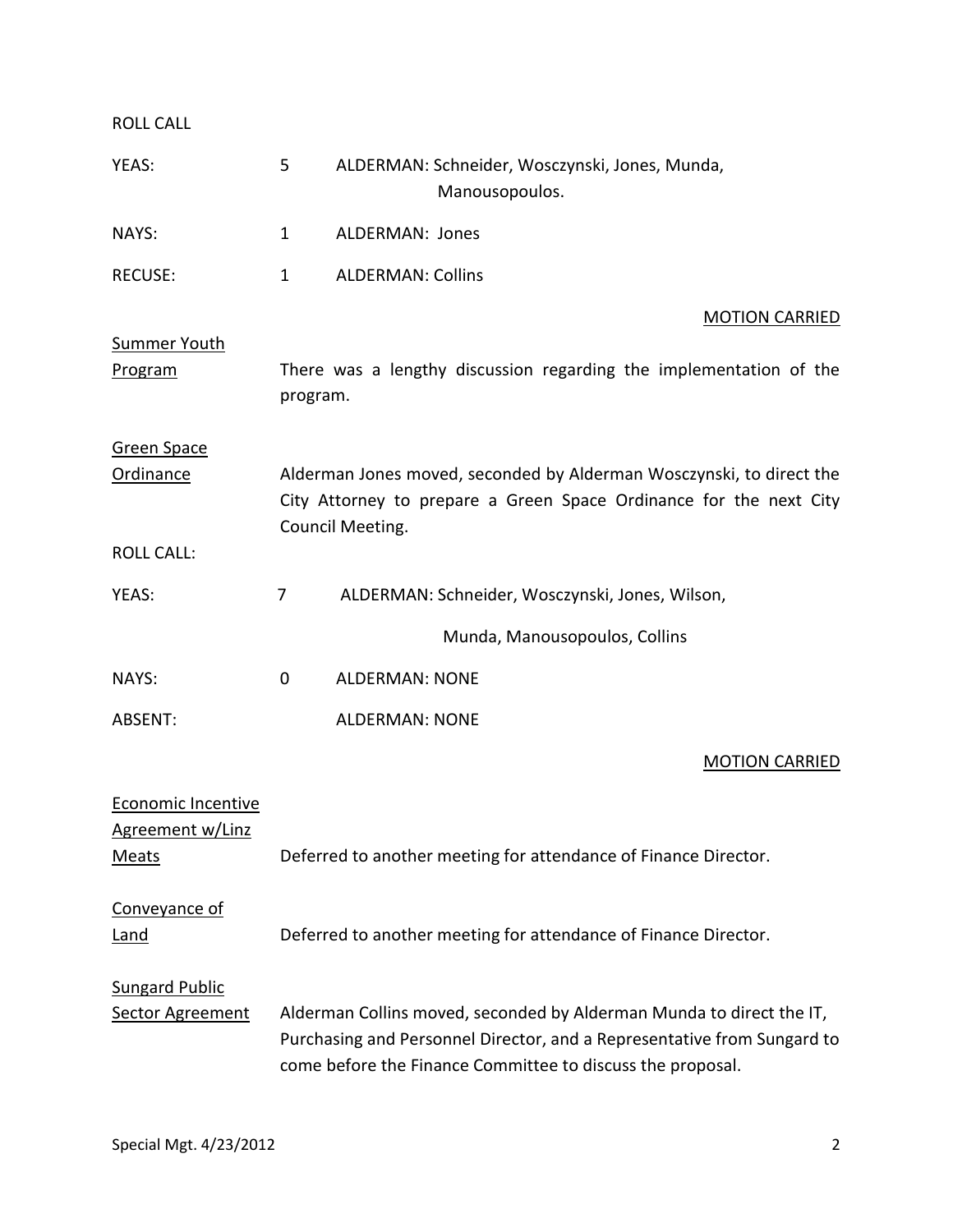ROLL CALL

YEAS: 5 ALDERMAN: Schneider, Wosczynski, Jones, Munda, Manousopoulos.

NAYS: 1 ALDERMAN: Jones

RECUSE: 1 ALDERMAN: Collins

MOTION CARRIED

Summer Youth Program

There was a lengthy discussion regarding the implementation of the program.

Green Space Ordinance

Alderman Jones moved, seconded by Alderman Wosczynski, to direct the City Attorney to prepare a Green Space Ordinance for the next City Council Meeting.

ROLL CALL:

YEAS: 7 ALDERMAN: Schneider, Wosczynski, Jones, Wilson, Munda, Manousopoulos, Collins

NAYS: 0 ALDERMAN: NONE

ABSENT: ALDERMAN: NONE

MOTION CARRIED

Economic Incentive Agreement w/Linz Meats

Deferred to another meeting for attendance of Finance Director.

Conveyance of Land

Deferred to another meeting for attendance of Finance Director.

Sungard Public Sector Agreement

Alderman Collins moved, seconded by Alderman Munda to direct the IT, Purchasing and Personnel Director, and a Representative from Sungard to come before the Finance Committee to discuss the proposal.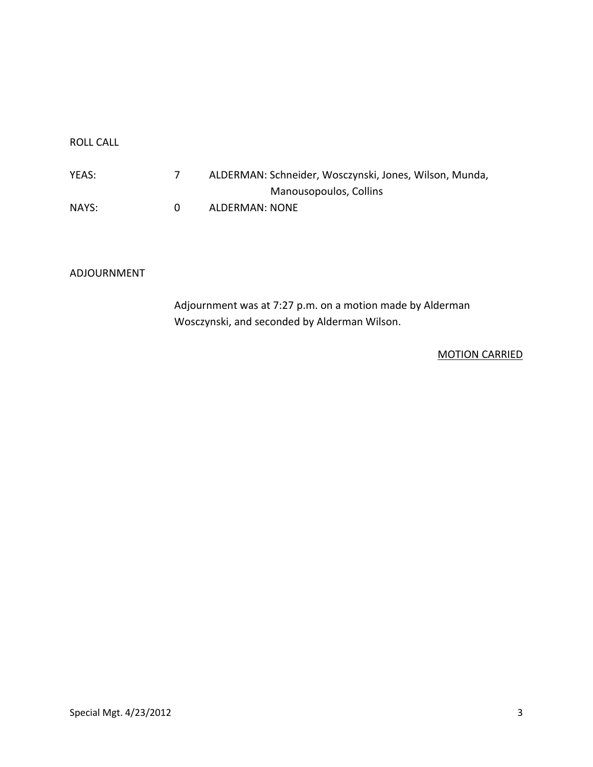ROLL CALL

| | | |
|---|---|---|
| YEAS: | 7 | ALDERMAN: Schneider, Wosczynski, Jones, Wilson, Munda, Manousopoulos, Collins |
| NAYS: | 0 | ALDERMAN: NONE |

ADJOURNMENT

Adjournment was at 7:27 p.m. on a motion made by Alderman Wosczynski, and seconded by Alderman Wilson.

MOTION CARRIED